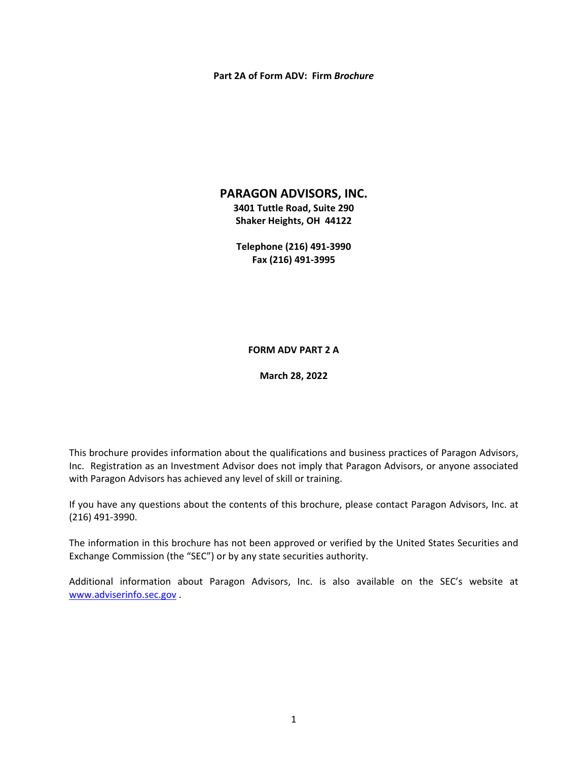**Part 2A of Form ADV: Firm *Brochure***

# PARAGON ADVISORS, INC.

**3401 Tuttle Road, Suite 290**
**Shaker Heights, OH 44122**

**Telephone (216) 491-3990**
**Fax (216) 491-3995**

**FORM ADV PART 2 A**

**March 28, 2022**

This brochure provides information about the qualifications and business practices of Paragon Advisors, Inc. Registration as an Investment Advisor does not imply that Paragon Advisors, or anyone associated with Paragon Advisors has achieved any level of skill or training.

If you have any questions about the contents of this brochure, please contact Paragon Advisors, Inc. at (216) 491-3990.

The information in this brochure has not been approved or verified by the United States Securities and Exchange Commission (the "SEC") or by any state securities authority.

Additional information about Paragon Advisors, Inc. is also available on the SEC's website at [www.adviserinfo.sec.gov](http://www.adviserinfo.sec.gov) .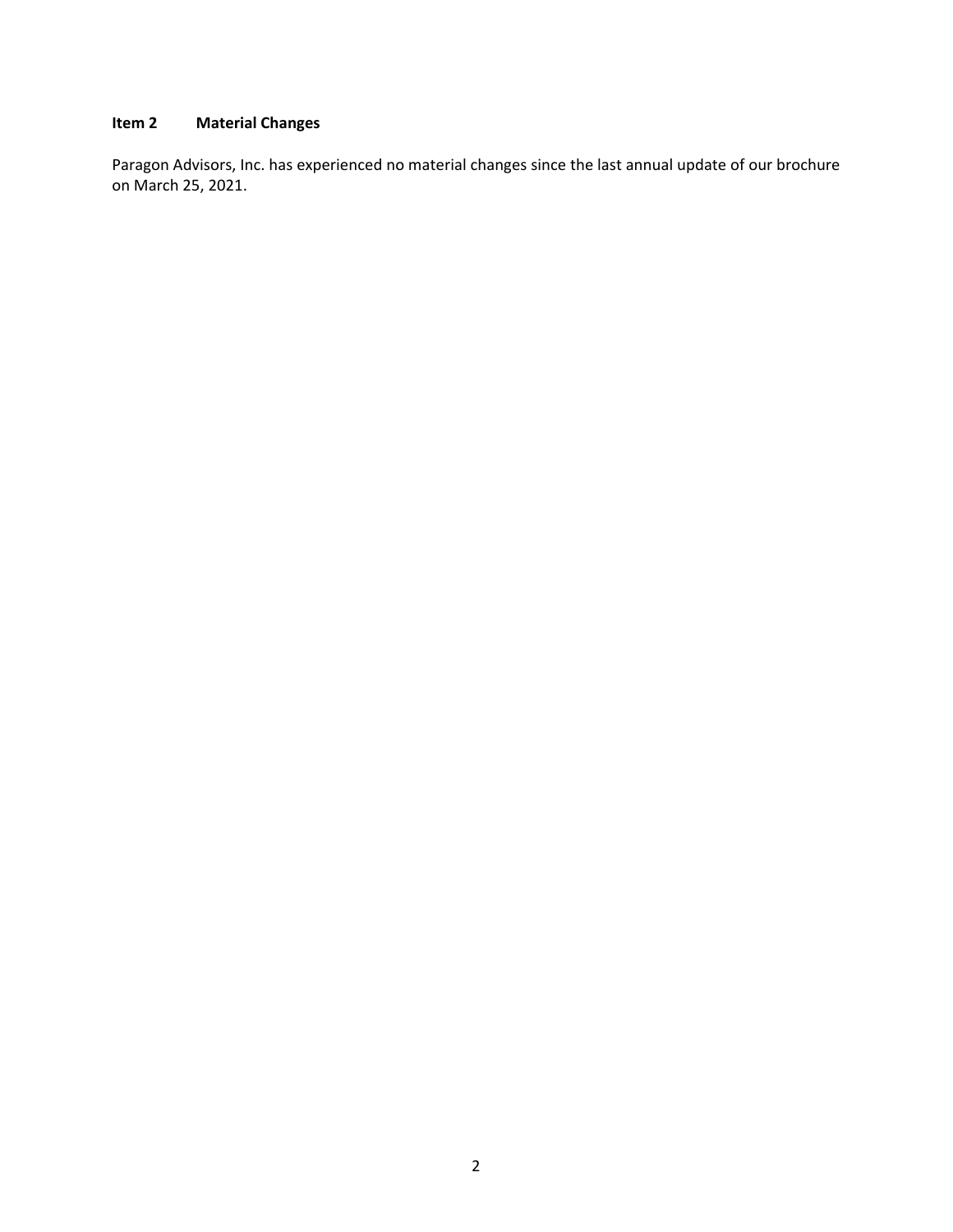## Item 2 Material Changes

Paragon Advisors, Inc. has experienced no material changes since the last annual update of our brochure on March 25, 2021.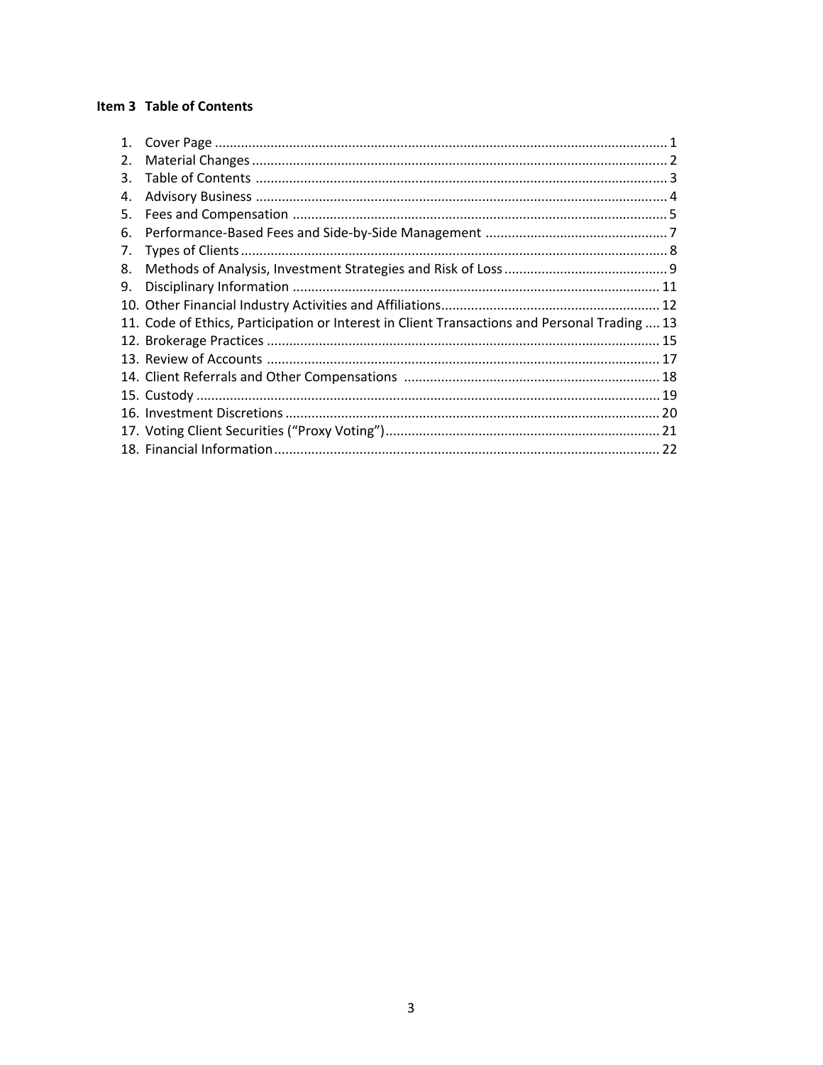## Item 3 Table of Contents

1. Cover Page ........................................................................................................................ 1
2. Material Changes .............................................................................................................. 2
3. Table of Contents ............................................................................................................. 3
4. Advisory Business ............................................................................................................. 4
5. Fees and Compensation ................................................................................................... 5
6. Performance-Based Fees and Side-by-Side Management ................................................ 7
7. Types of Clients ................................................................................................................. 8
8. Methods of Analysis, Investment Strategies and Risk of Loss ........................................... 9
9. Disciplinary Information ................................................................................................. 11
10. Other Financial Industry Activities and Affiliations .......................................................... 12
11. Code of Ethics, Participation or Interest in Client Transactions and Personal Trading .... 13
12. Brokerage Practices ........................................................................................................ 15
13. Review of Accounts ........................................................................................................ 17
14. Client Referrals and Other Compensations .................................................................... 18
15. Custody ........................................................................................................................... 19
16. Investment Discretions ................................................................................................... 20
17. Voting Client Securities ("Proxy Voting") ......................................................................... 21
18. Financial Information ...................................................................................................... 22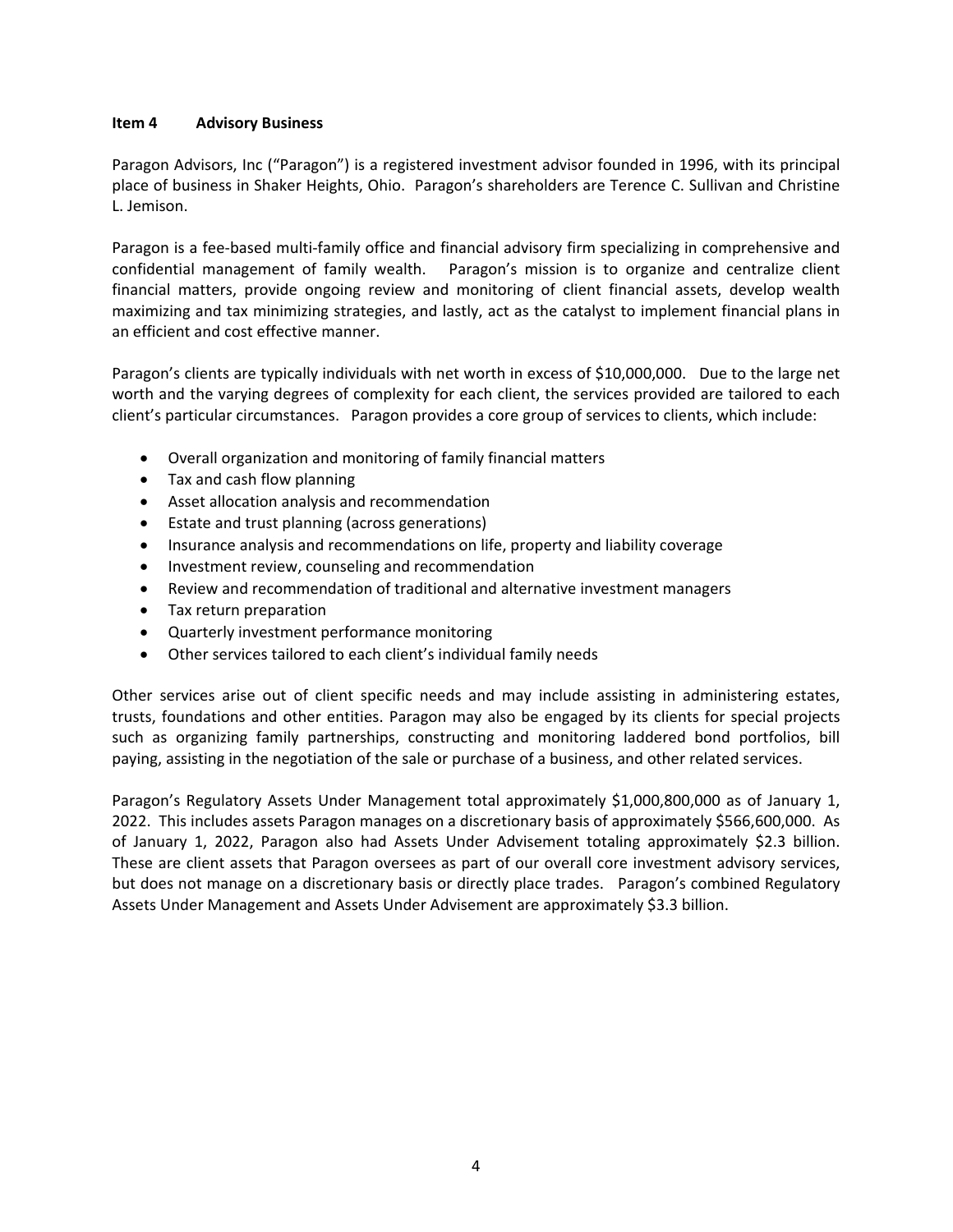## Item 4 Advisory Business

Paragon Advisors, Inc ("Paragon") is a registered investment advisor founded in 1996, with its principal place of business in Shaker Heights, Ohio. Paragon's shareholders are Terence C. Sullivan and Christine L. Jemison.

Paragon is a fee-based multi-family office and financial advisory firm specializing in comprehensive and confidential management of family wealth. Paragon's mission is to organize and centralize client financial matters, provide ongoing review and monitoring of client financial assets, develop wealth maximizing and tax minimizing strategies, and lastly, act as the catalyst to implement financial plans in an efficient and cost effective manner.

Paragon's clients are typically individuals with net worth in excess of $10,000,000. Due to the large net worth and the varying degrees of complexity for each client, the services provided are tailored to each client's particular circumstances. Paragon provides a core group of services to clients, which include:

- Overall organization and monitoring of family financial matters
- Tax and cash flow planning
- Asset allocation analysis and recommendation
- Estate and trust planning (across generations)
- Insurance analysis and recommendations on life, property and liability coverage
- Investment review, counseling and recommendation
- Review and recommendation of traditional and alternative investment managers
- Tax return preparation
- Quarterly investment performance monitoring
- Other services tailored to each client's individual family needs

Other services arise out of client specific needs and may include assisting in administering estates, trusts, foundations and other entities. Paragon may also be engaged by its clients for special projects such as organizing family partnerships, constructing and monitoring laddered bond portfolios, bill paying, assisting in the negotiation of the sale or purchase of a business, and other related services.

Paragon's Regulatory Assets Under Management total approximately $1,000,800,000 as of January 1, 2022. This includes assets Paragon manages on a discretionary basis of approximately $566,600,000. As of January 1, 2022, Paragon also had Assets Under Advisement totaling approximately $2.3 billion. These are client assets that Paragon oversees as part of our overall core investment advisory services, but does not manage on a discretionary basis or directly place trades. Paragon's combined Regulatory Assets Under Management and Assets Under Advisement are approximately $3.3 billion.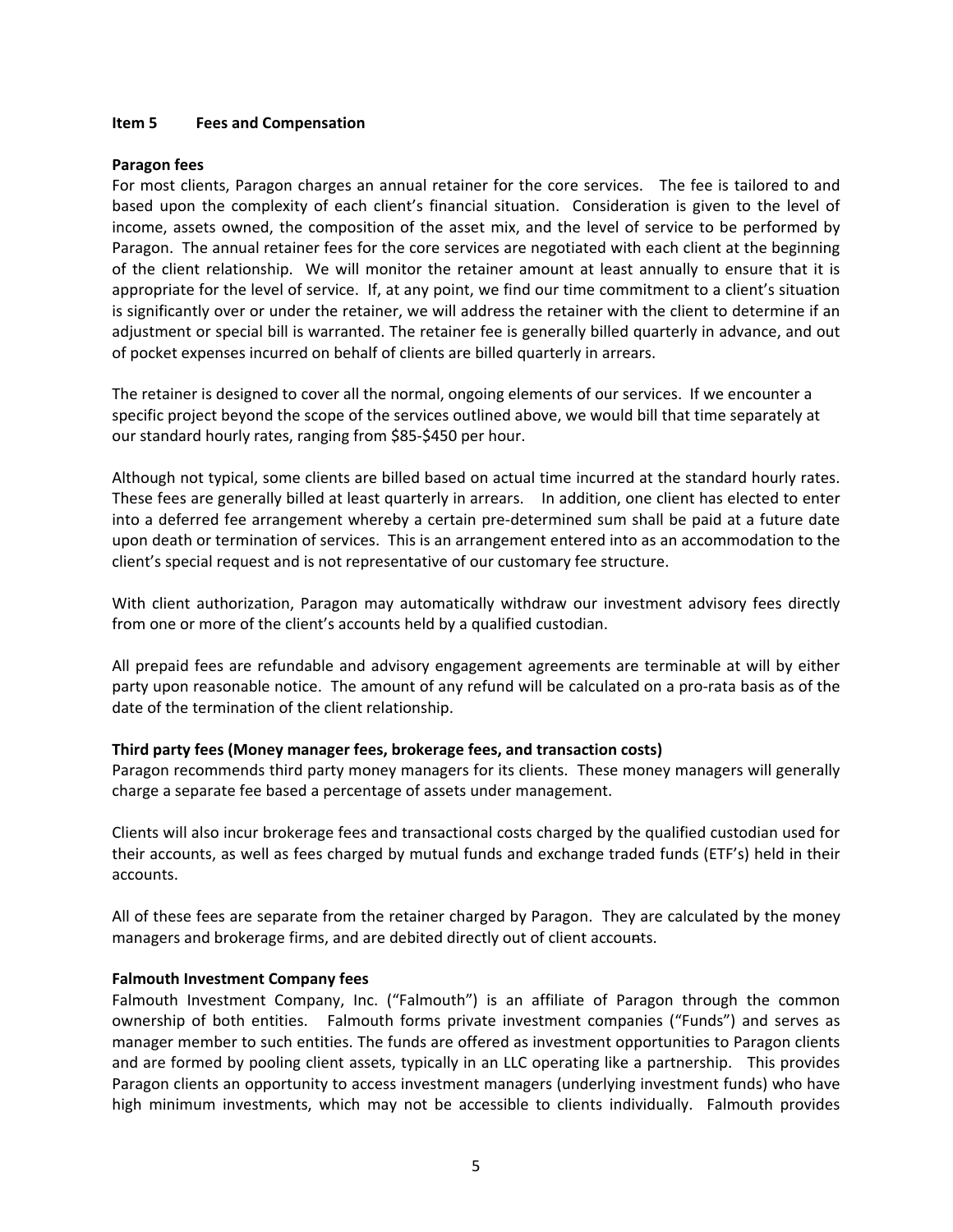## Item 5 Fees and Compensation

### Paragon fees

For most clients, Paragon charges an annual retainer for the core services. The fee is tailored to and based upon the complexity of each client's financial situation. Consideration is given to the level of income, assets owned, the composition of the asset mix, and the level of service to be performed by Paragon. The annual retainer fees for the core services are negotiated with each client at the beginning of the client relationship. We will monitor the retainer amount at least annually to ensure that it is appropriate for the level of service. If, at any point, we find our time commitment to a client's situation is significantly over or under the retainer, we will address the retainer with the client to determine if an adjustment or special bill is warranted. The retainer fee is generally billed quarterly in advance, and out of pocket expenses incurred on behalf of clients are billed quarterly in arrears.

The retainer is designed to cover all the normal, ongoing elements of our services. If we encounter a specific project beyond the scope of the services outlined above, we would bill that time separately at our standard hourly rates, ranging from $85-$450 per hour.

Although not typical, some clients are billed based on actual time incurred at the standard hourly rates. These fees are generally billed at least quarterly in arrears. In addition, one client has elected to enter into a deferred fee arrangement whereby a certain pre-determined sum shall be paid at a future date upon death or termination of services. This is an arrangement entered into as an accommodation to the client's special request and is not representative of our customary fee structure.

With client authorization, Paragon may automatically withdraw our investment advisory fees directly from one or more of the client's accounts held by a qualified custodian.

All prepaid fees are refundable and advisory engagement agreements are terminable at will by either party upon reasonable notice. The amount of any refund will be calculated on a pro-rata basis as of the date of the termination of the client relationship.

### Third party fees (Money manager fees, brokerage fees, and transaction costs)

Paragon recommends third party money managers for its clients. These money managers will generally charge a separate fee based a percentage of assets under management.

Clients will also incur brokerage fees and transactional costs charged by the qualified custodian used for their accounts, as well as fees charged by mutual funds and exchange traded funds (ETF's) held in their accounts.

All of these fees are separate from the retainer charged by Paragon. They are calculated by the money managers and brokerage firms, and are debited directly out of client accounts.

### Falmouth Investment Company fees

Falmouth Investment Company, Inc. ("Falmouth") is an affiliate of Paragon through the common ownership of both entities. Falmouth forms private investment companies ("Funds") and serves as manager member to such entities. The funds are offered as investment opportunities to Paragon clients and are formed by pooling client assets, typically in an LLC operating like a partnership. This provides Paragon clients an opportunity to access investment managers (underlying investment funds) who have high minimum investments, which may not be accessible to clients individually. Falmouth provides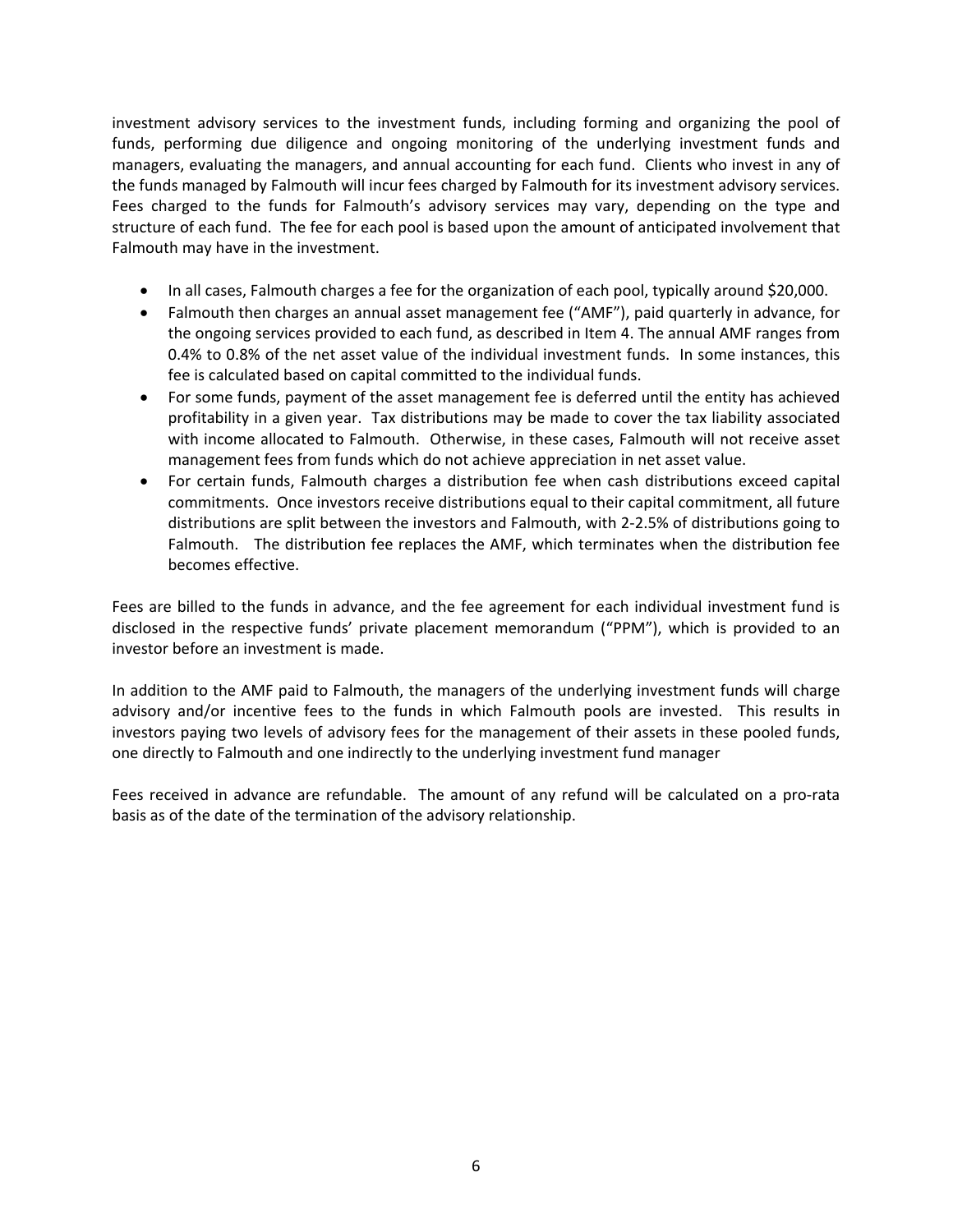investment advisory services to the investment funds, including forming and organizing the pool of funds, performing due diligence and ongoing monitoring of the underlying investment funds and managers, evaluating the managers, and annual accounting for each fund. Clients who invest in any of the funds managed by Falmouth will incur fees charged by Falmouth for its investment advisory services. Fees charged to the funds for Falmouth's advisory services may vary, depending on the type and structure of each fund. The fee for each pool is based upon the amount of anticipated involvement that Falmouth may have in the investment.

- In all cases, Falmouth charges a fee for the organization of each pool, typically around $20,000.
- Falmouth then charges an annual asset management fee ("AMF"), paid quarterly in advance, for the ongoing services provided to each fund, as described in Item 4. The annual AMF ranges from 0.4% to 0.8% of the net asset value of the individual investment funds. In some instances, this fee is calculated based on capital committed to the individual funds.
- For some funds, payment of the asset management fee is deferred until the entity has achieved profitability in a given year. Tax distributions may be made to cover the tax liability associated with income allocated to Falmouth. Otherwise, in these cases, Falmouth will not receive asset management fees from funds which do not achieve appreciation in net asset value.
- For certain funds, Falmouth charges a distribution fee when cash distributions exceed capital commitments. Once investors receive distributions equal to their capital commitment, all future distributions are split between the investors and Falmouth, with 2-2.5% of distributions going to Falmouth. The distribution fee replaces the AMF, which terminates when the distribution fee becomes effective.

Fees are billed to the funds in advance, and the fee agreement for each individual investment fund is disclosed in the respective funds' private placement memorandum ("PPM"), which is provided to an investor before an investment is made.

In addition to the AMF paid to Falmouth, the managers of the underlying investment funds will charge advisory and/or incentive fees to the funds in which Falmouth pools are invested. This results in investors paying two levels of advisory fees for the management of their assets in these pooled funds, one directly to Falmouth and one indirectly to the underlying investment fund manager

Fees received in advance are refundable. The amount of any refund will be calculated on a pro-rata basis as of the date of the termination of the advisory relationship.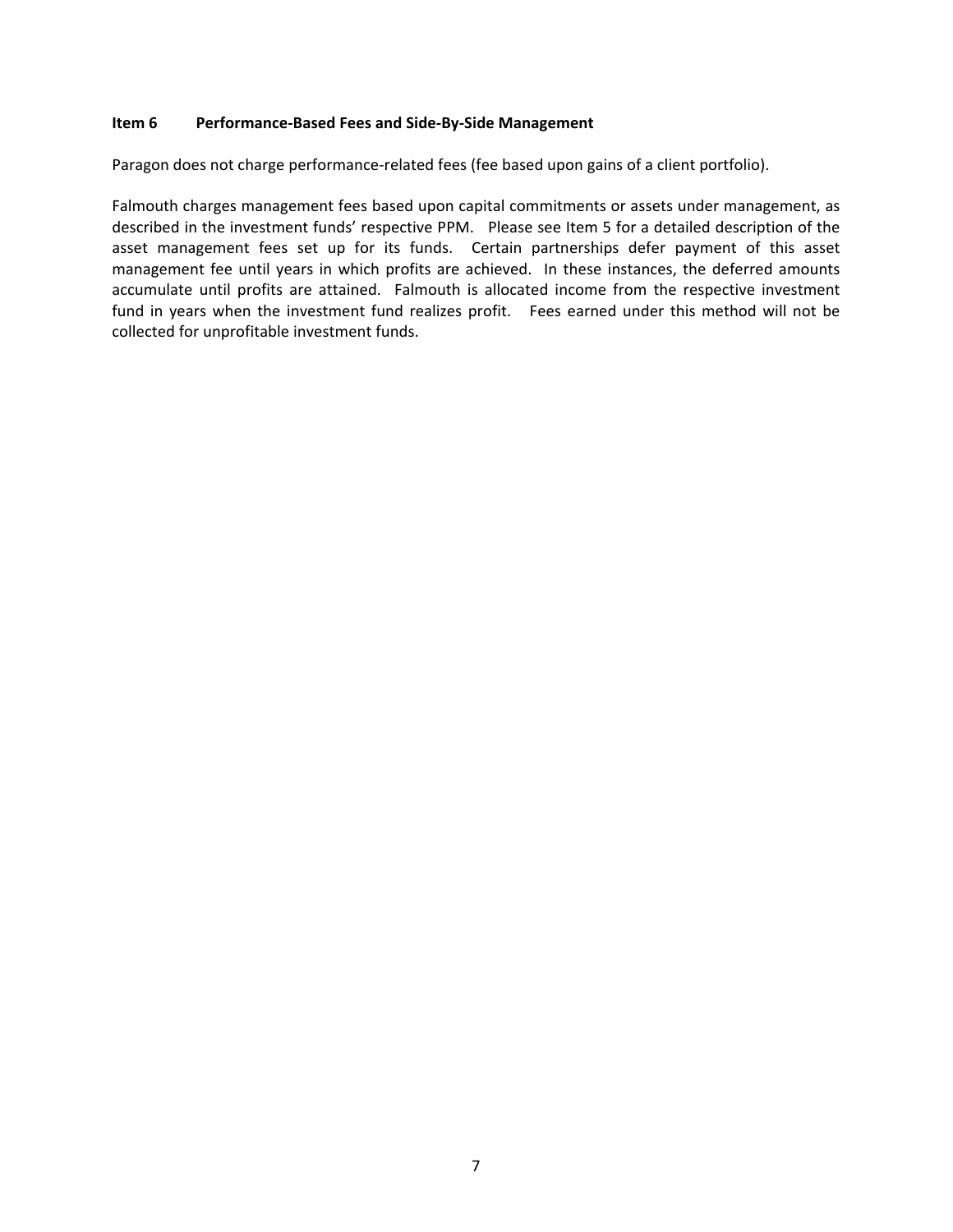## Item 6 Performance-Based Fees and Side-By-Side Management

Paragon does not charge performance-related fees (fee based upon gains of a client portfolio).

Falmouth charges management fees based upon capital commitments or assets under management, as described in the investment funds' respective PPM. Please see Item 5 for a detailed description of the asset management fees set up for its funds. Certain partnerships defer payment of this asset management fee until years in which profits are achieved. In these instances, the deferred amounts accumulate until profits are attained. Falmouth is allocated income from the respective investment fund in years when the investment fund realizes profit. Fees earned under this method will not be collected for unprofitable investment funds.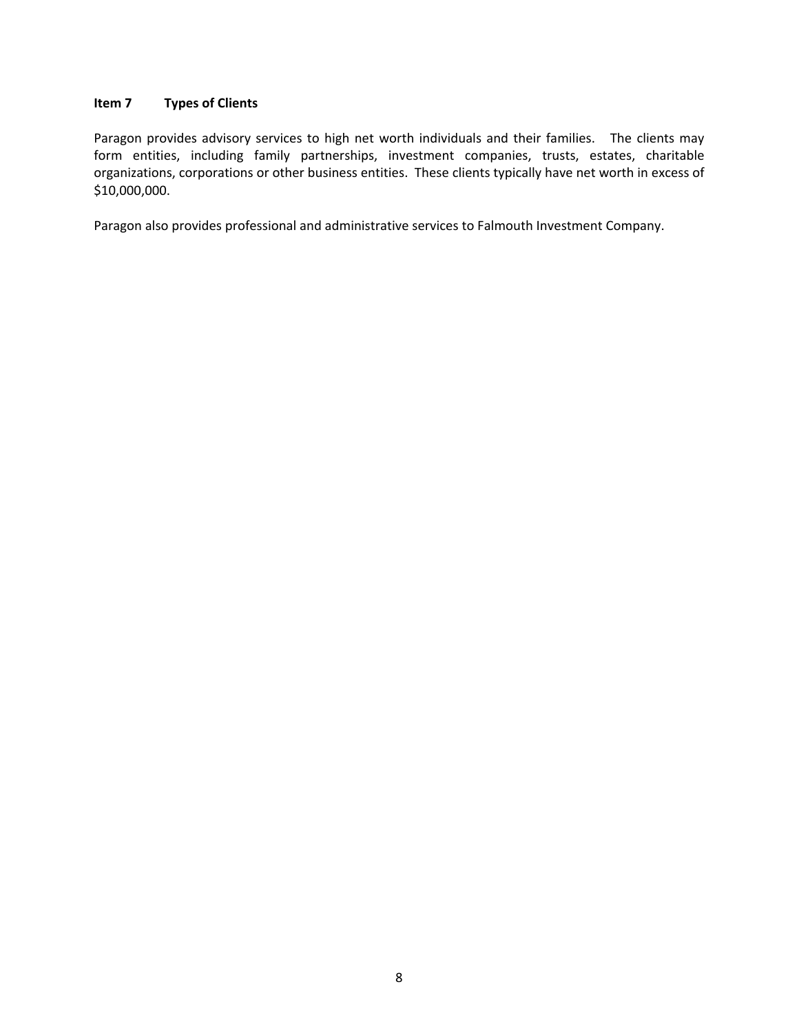## Item 7 Types of Clients

Paragon provides advisory services to high net worth individuals and their families. The clients may form entities, including family partnerships, investment companies, trusts, estates, charitable organizations, corporations or other business entities. These clients typically have net worth in excess of $10,000,000.

Paragon also provides professional and administrative services to Falmouth Investment Company.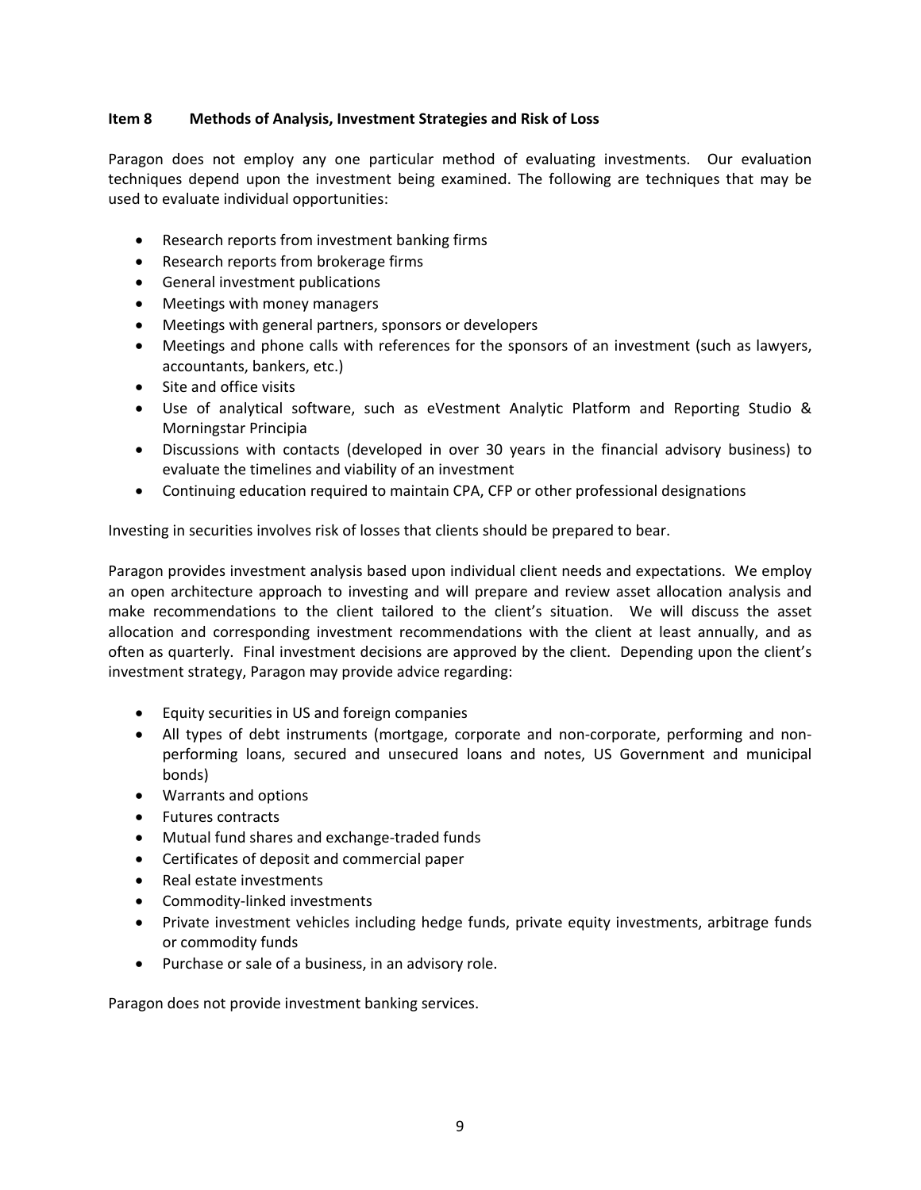## Item 8 Methods of Analysis, Investment Strategies and Risk of Loss

Paragon does not employ any one particular method of evaluating investments. Our evaluation techniques depend upon the investment being examined. The following are techniques that may be used to evaluate individual opportunities:

- Research reports from investment banking firms
- Research reports from brokerage firms
- General investment publications
- Meetings with money managers
- Meetings with general partners, sponsors or developers
- Meetings and phone calls with references for the sponsors of an investment (such as lawyers, accountants, bankers, etc.)
- Site and office visits
- Use of analytical software, such as eVestment Analytic Platform and Reporting Studio & Morningstar Principia
- Discussions with contacts (developed in over 30 years in the financial advisory business) to evaluate the timelines and viability of an investment
- Continuing education required to maintain CPA, CFP or other professional designations

Investing in securities involves risk of losses that clients should be prepared to bear.

Paragon provides investment analysis based upon individual client needs and expectations. We employ an open architecture approach to investing and will prepare and review asset allocation analysis and make recommendations to the client tailored to the client's situation. We will discuss the asset allocation and corresponding investment recommendations with the client at least annually, and as often as quarterly. Final investment decisions are approved by the client. Depending upon the client's investment strategy, Paragon may provide advice regarding:

- Equity securities in US and foreign companies
- All types of debt instruments (mortgage, corporate and non-corporate, performing and non-performing loans, secured and unsecured loans and notes, US Government and municipal bonds)
- Warrants and options
- Futures contracts
- Mutual fund shares and exchange-traded funds
- Certificates of deposit and commercial paper
- Real estate investments
- Commodity-linked investments
- Private investment vehicles including hedge funds, private equity investments, arbitrage funds or commodity funds
- Purchase or sale of a business, in an advisory role.

Paragon does not provide investment banking services.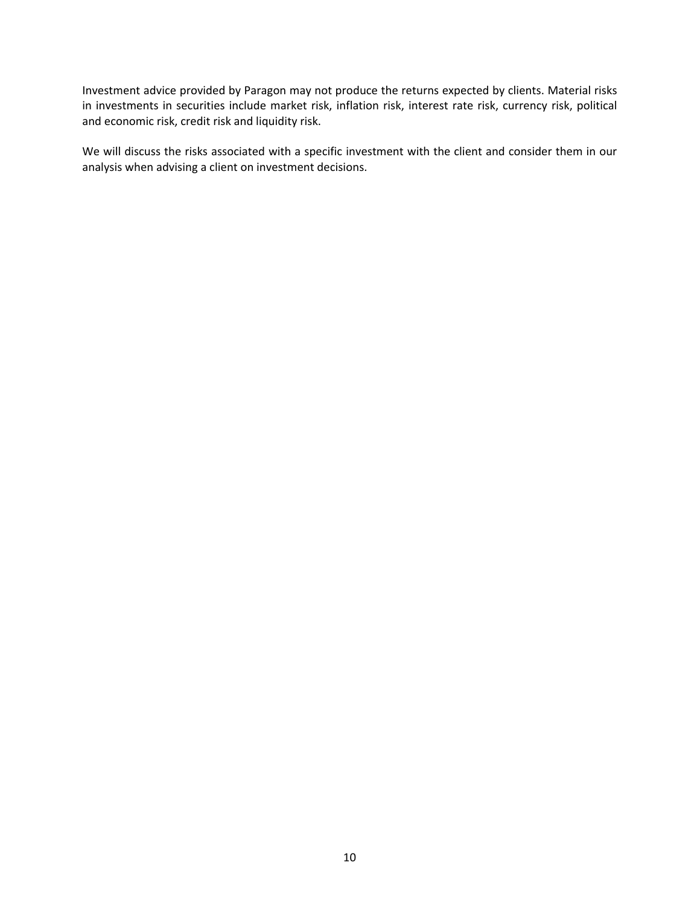Investment advice provided by Paragon may not produce the returns expected by clients. Material risks in investments in securities include market risk, inflation risk, interest rate risk, currency risk, political and economic risk, credit risk and liquidity risk.

We will discuss the risks associated with a specific investment with the client and consider them in our analysis when advising a client on investment decisions.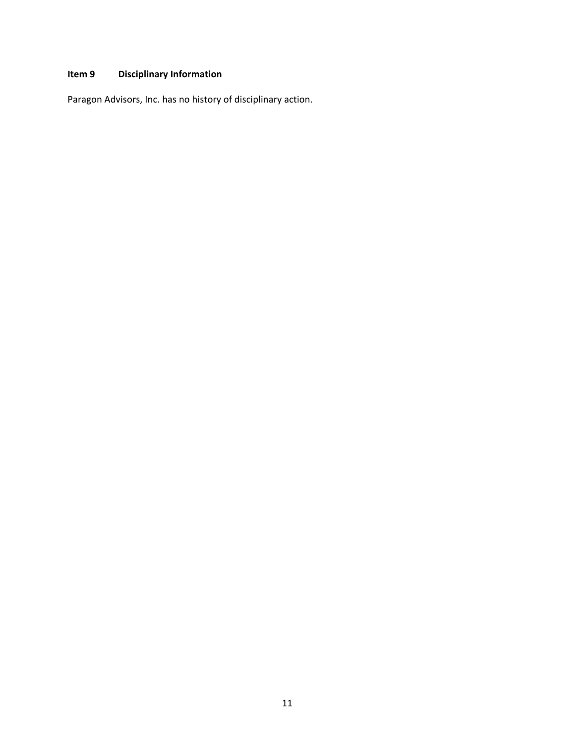## Item 9 Disciplinary Information

Paragon Advisors, Inc. has no history of disciplinary action.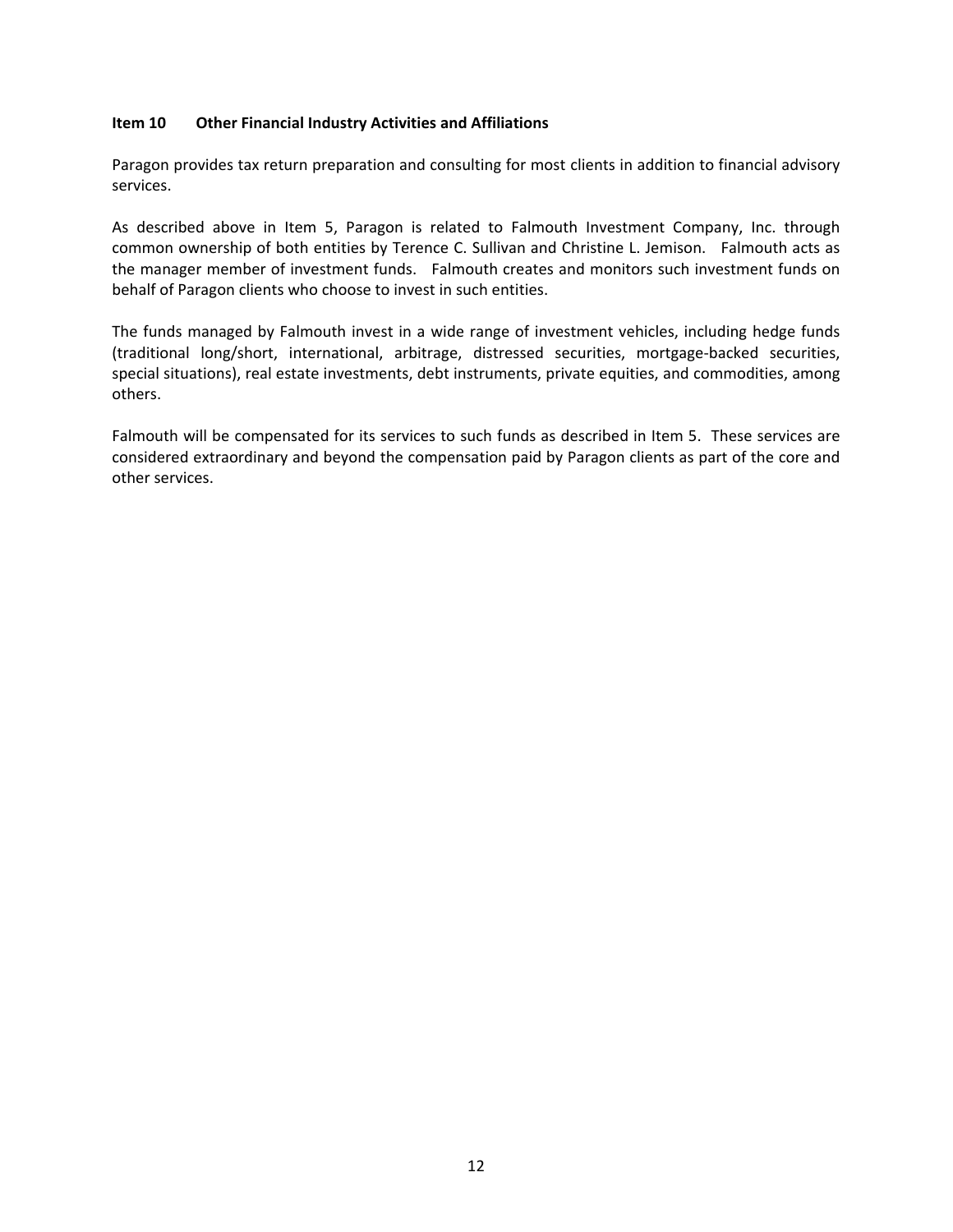## Item 10 Other Financial Industry Activities and Affiliations

Paragon provides tax return preparation and consulting for most clients in addition to financial advisory services.

As described above in Item 5, Paragon is related to Falmouth Investment Company, Inc. through common ownership of both entities by Terence C. Sullivan and Christine L. Jemison. Falmouth acts as the manager member of investment funds. Falmouth creates and monitors such investment funds on behalf of Paragon clients who choose to invest in such entities.

The funds managed by Falmouth invest in a wide range of investment vehicles, including hedge funds (traditional long/short, international, arbitrage, distressed securities, mortgage-backed securities, special situations), real estate investments, debt instruments, private equities, and commodities, among others.

Falmouth will be compensated for its services to such funds as described in Item 5. These services are considered extraordinary and beyond the compensation paid by Paragon clients as part of the core and other services.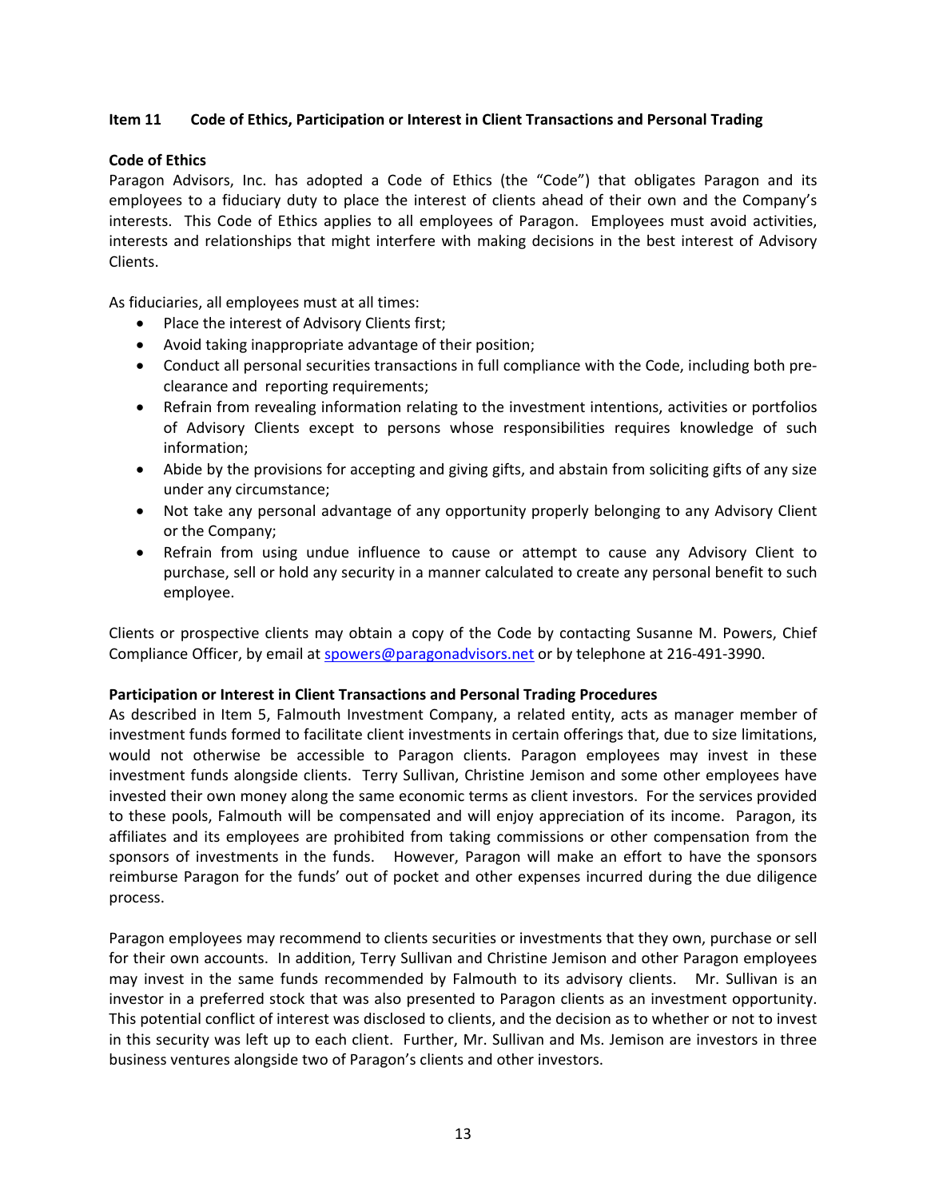## Item 11 Code of Ethics, Participation or Interest in Client Transactions and Personal Trading

### Code of Ethics

Paragon Advisors, Inc. has adopted a Code of Ethics (the "Code") that obligates Paragon and its employees to a fiduciary duty to place the interest of clients ahead of their own and the Company's interests. This Code of Ethics applies to all employees of Paragon. Employees must avoid activities, interests and relationships that might interfere with making decisions in the best interest of Advisory Clients.

As fiduciaries, all employees must at all times:

- Place the interest of Advisory Clients first;
- Avoid taking inappropriate advantage of their position;
- Conduct all personal securities transactions in full compliance with the Code, including both pre-clearance and reporting requirements;
- Refrain from revealing information relating to the investment intentions, activities or portfolios of Advisory Clients except to persons whose responsibilities requires knowledge of such information;
- Abide by the provisions for accepting and giving gifts, and abstain from soliciting gifts of any size under any circumstance;
- Not take any personal advantage of any opportunity properly belonging to any Advisory Client or the Company;
- Refrain from using undue influence to cause or attempt to cause any Advisory Client to purchase, sell or hold any security in a manner calculated to create any personal benefit to such employee.

Clients or prospective clients may obtain a copy of the Code by contacting Susanne M. Powers, Chief Compliance Officer, by email at spowers@paragonadvisors.net or by telephone at 216-491-3990.

### Participation or Interest in Client Transactions and Personal Trading Procedures

As described in Item 5, Falmouth Investment Company, a related entity, acts as manager member of investment funds formed to facilitate client investments in certain offerings that, due to size limitations, would not otherwise be accessible to Paragon clients. Paragon employees may invest in these investment funds alongside clients. Terry Sullivan, Christine Jemison and some other employees have invested their own money along the same economic terms as client investors. For the services provided to these pools, Falmouth will be compensated and will enjoy appreciation of its income. Paragon, its affiliates and its employees are prohibited from taking commissions or other compensation from the sponsors of investments in the funds. However, Paragon will make an effort to have the sponsors reimburse Paragon for the funds' out of pocket and other expenses incurred during the due diligence process.

Paragon employees may recommend to clients securities or investments that they own, purchase or sell for their own accounts. In addition, Terry Sullivan and Christine Jemison and other Paragon employees may invest in the same funds recommended by Falmouth to its advisory clients. Mr. Sullivan is an investor in a preferred stock that was also presented to Paragon clients as an investment opportunity. This potential conflict of interest was disclosed to clients, and the decision as to whether or not to invest in this security was left up to each client. Further, Mr. Sullivan and Ms. Jemison are investors in three business ventures alongside two of Paragon's clients and other investors.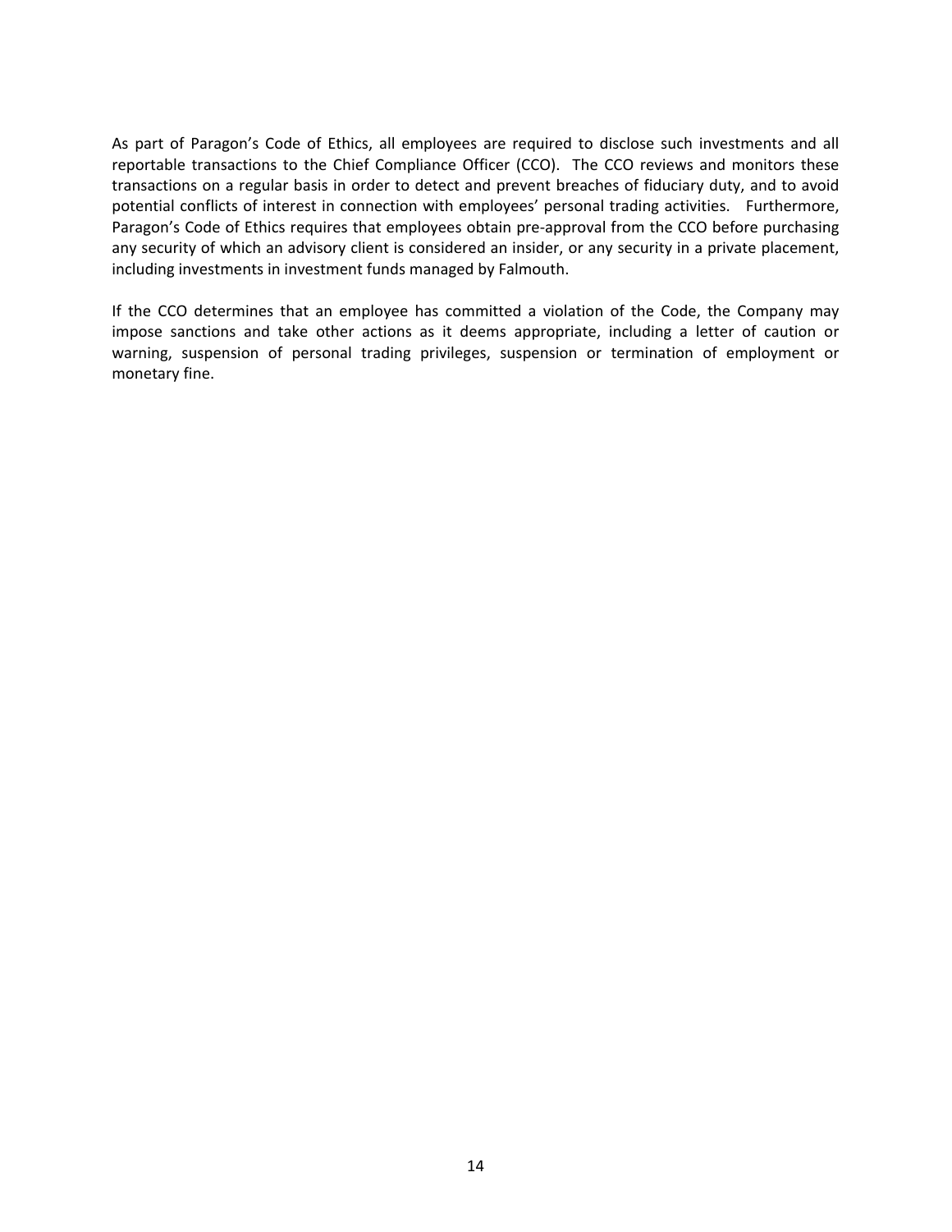As part of Paragon's Code of Ethics, all employees are required to disclose such investments and all reportable transactions to the Chief Compliance Officer (CCO). The CCO reviews and monitors these transactions on a regular basis in order to detect and prevent breaches of fiduciary duty, and to avoid potential conflicts of interest in connection with employees' personal trading activities. Furthermore, Paragon's Code of Ethics requires that employees obtain pre-approval from the CCO before purchasing any security of which an advisory client is considered an insider, or any security in a private placement, including investments in investment funds managed by Falmouth.

If the CCO determines that an employee has committed a violation of the Code, the Company may impose sanctions and take other actions as it deems appropriate, including a letter of caution or warning, suspension of personal trading privileges, suspension or termination of employment or monetary fine.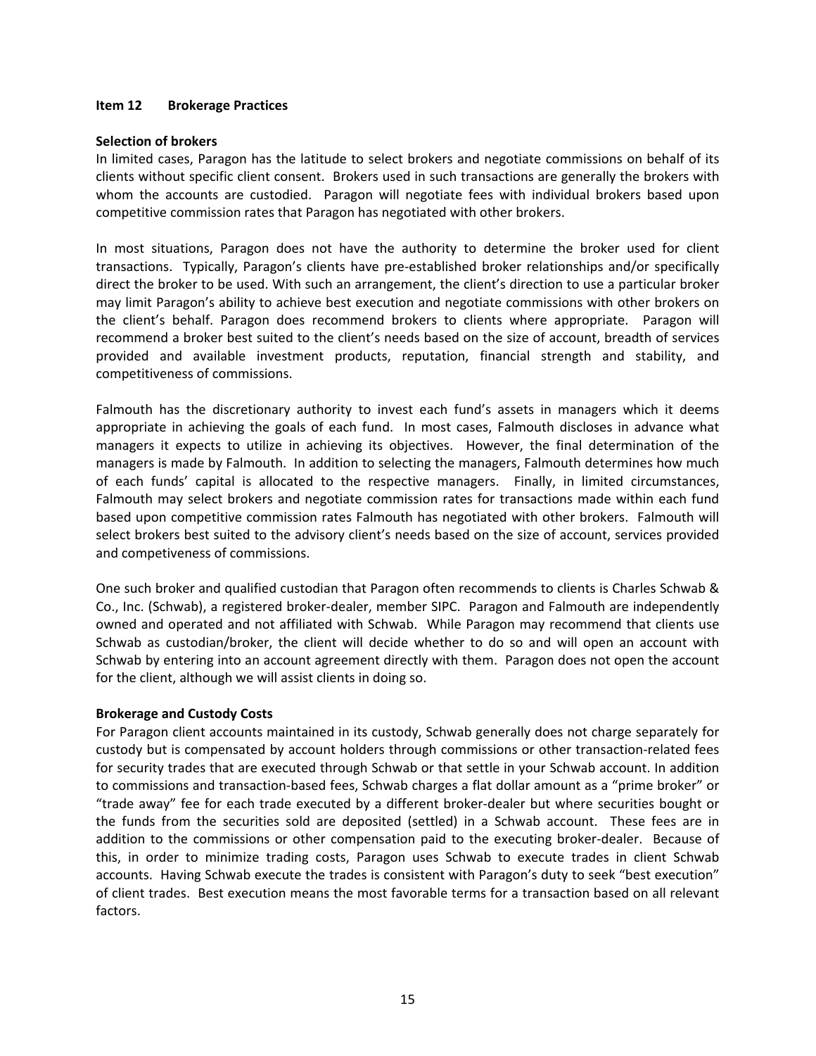## Item 12 Brokerage Practices

**Selection of brokers**

In limited cases, Paragon has the latitude to select brokers and negotiate commissions on behalf of its clients without specific client consent. Brokers used in such transactions are generally the brokers with whom the accounts are custodied. Paragon will negotiate fees with individual brokers based upon competitive commission rates that Paragon has negotiated with other brokers.

In most situations, Paragon does not have the authority to determine the broker used for client transactions. Typically, Paragon's clients have pre-established broker relationships and/or specifically direct the broker to be used. With such an arrangement, the client's direction to use a particular broker may limit Paragon's ability to achieve best execution and negotiate commissions with other brokers on the client's behalf. Paragon does recommend brokers to clients where appropriate. Paragon will recommend a broker best suited to the client's needs based on the size of account, breadth of services provided and available investment products, reputation, financial strength and stability, and competitiveness of commissions.

Falmouth has the discretionary authority to invest each fund's assets in managers which it deems appropriate in achieving the goals of each fund. In most cases, Falmouth discloses in advance what managers it expects to utilize in achieving its objectives. However, the final determination of the managers is made by Falmouth. In addition to selecting the managers, Falmouth determines how much of each funds' capital is allocated to the respective managers. Finally, in limited circumstances, Falmouth may select brokers and negotiate commission rates for transactions made within each fund based upon competitive commission rates Falmouth has negotiated with other brokers. Falmouth will select brokers best suited to the advisory client's needs based on the size of account, services provided and competiveness of commissions.

One such broker and qualified custodian that Paragon often recommends to clients is Charles Schwab & Co., Inc. (Schwab), a registered broker-dealer, member SIPC. Paragon and Falmouth are independently owned and operated and not affiliated with Schwab. While Paragon may recommend that clients use Schwab as custodian/broker, the client will decide whether to do so and will open an account with Schwab by entering into an account agreement directly with them. Paragon does not open the account for the client, although we will assist clients in doing so.

**Brokerage and Custody Costs**

For Paragon client accounts maintained in its custody, Schwab generally does not charge separately for custody but is compensated by account holders through commissions or other transaction-related fees for security trades that are executed through Schwab or that settle in your Schwab account. In addition to commissions and transaction-based fees, Schwab charges a flat dollar amount as a "prime broker" or "trade away" fee for each trade executed by a different broker-dealer but where securities bought or the funds from the securities sold are deposited (settled) in a Schwab account. These fees are in addition to the commissions or other compensation paid to the executing broker-dealer. Because of this, in order to minimize trading costs, Paragon uses Schwab to execute trades in client Schwab accounts. Having Schwab execute the trades is consistent with Paragon's duty to seek "best execution" of client trades. Best execution means the most favorable terms for a transaction based on all relevant factors.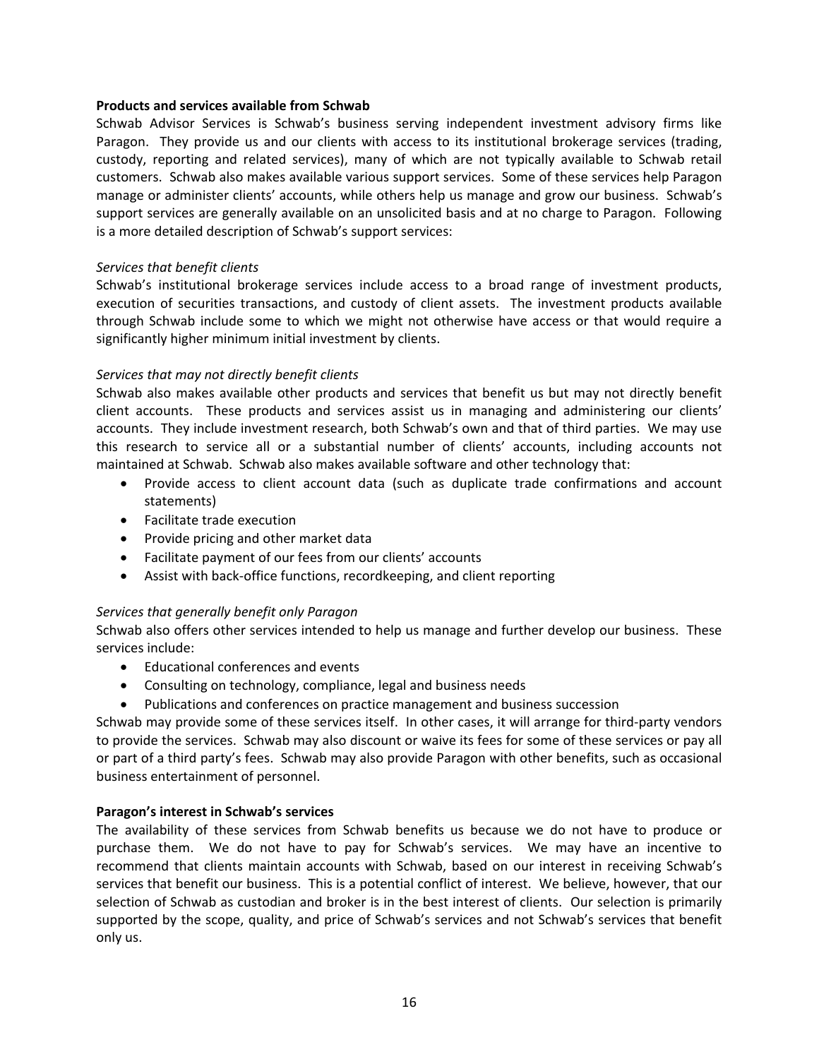**Products and services available from Schwab**

Schwab Advisor Services is Schwab's business serving independent investment advisory firms like Paragon. They provide us and our clients with access to its institutional brokerage services (trading, custody, reporting and related services), many of which are not typically available to Schwab retail customers. Schwab also makes available various support services. Some of these services help Paragon manage or administer clients' accounts, while others help us manage and grow our business. Schwab's support services are generally available on an unsolicited basis and at no charge to Paragon. Following is a more detailed description of Schwab's support services:

*Services that benefit clients*

Schwab's institutional brokerage services include access to a broad range of investment products, execution of securities transactions, and custody of client assets. The investment products available through Schwab include some to which we might not otherwise have access or that would require a significantly higher minimum initial investment by clients.

*Services that may not directly benefit clients*

Schwab also makes available other products and services that benefit us but may not directly benefit client accounts. These products and services assist us in managing and administering our clients' accounts. They include investment research, both Schwab's own and that of third parties. We may use this research to service all or a substantial number of clients' accounts, including accounts not maintained at Schwab. Schwab also makes available software and other technology that:

- Provide access to client account data (such as duplicate trade confirmations and account statements)
- Facilitate trade execution
- Provide pricing and other market data
- Facilitate payment of our fees from our clients' accounts
- Assist with back-office functions, recordkeeping, and client reporting

*Services that generally benefit only Paragon*

Schwab also offers other services intended to help us manage and further develop our business. These services include:

- Educational conferences and events
- Consulting on technology, compliance, legal and business needs
- Publications and conferences on practice management and business succession

Schwab may provide some of these services itself. In other cases, it will arrange for third-party vendors to provide the services. Schwab may also discount or waive its fees for some of these services or pay all or part of a third party's fees. Schwab may also provide Paragon with other benefits, such as occasional business entertainment of personnel.

**Paragon's interest in Schwab's services**

The availability of these services from Schwab benefits us because we do not have to produce or purchase them. We do not have to pay for Schwab's services. We may have an incentive to recommend that clients maintain accounts with Schwab, based on our interest in receiving Schwab's services that benefit our business. This is a potential conflict of interest. We believe, however, that our selection of Schwab as custodian and broker is in the best interest of clients. Our selection is primarily supported by the scope, quality, and price of Schwab's services and not Schwab's services that benefit only us.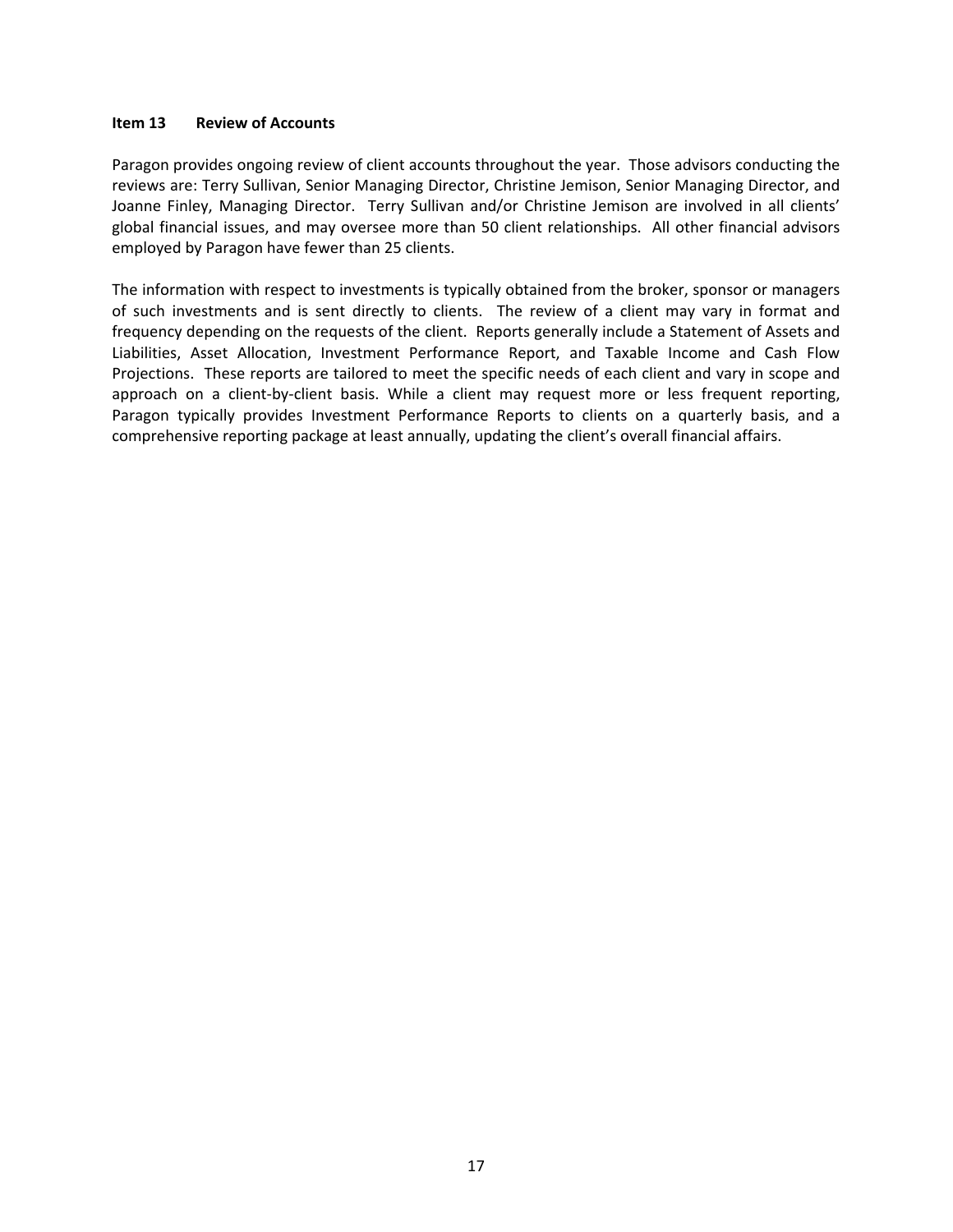## Item 13 Review of Accounts

Paragon provides ongoing review of client accounts throughout the year. Those advisors conducting the reviews are: Terry Sullivan, Senior Managing Director, Christine Jemison, Senior Managing Director, and Joanne Finley, Managing Director. Terry Sullivan and/or Christine Jemison are involved in all clients' global financial issues, and may oversee more than 50 client relationships. All other financial advisors employed by Paragon have fewer than 25 clients.

The information with respect to investments is typically obtained from the broker, sponsor or managers of such investments and is sent directly to clients. The review of a client may vary in format and frequency depending on the requests of the client. Reports generally include a Statement of Assets and Liabilities, Asset Allocation, Investment Performance Report, and Taxable Income and Cash Flow Projections. These reports are tailored to meet the specific needs of each client and vary in scope and approach on a client-by-client basis. While a client may request more or less frequent reporting, Paragon typically provides Investment Performance Reports to clients on a quarterly basis, and a comprehensive reporting package at least annually, updating the client's overall financial affairs.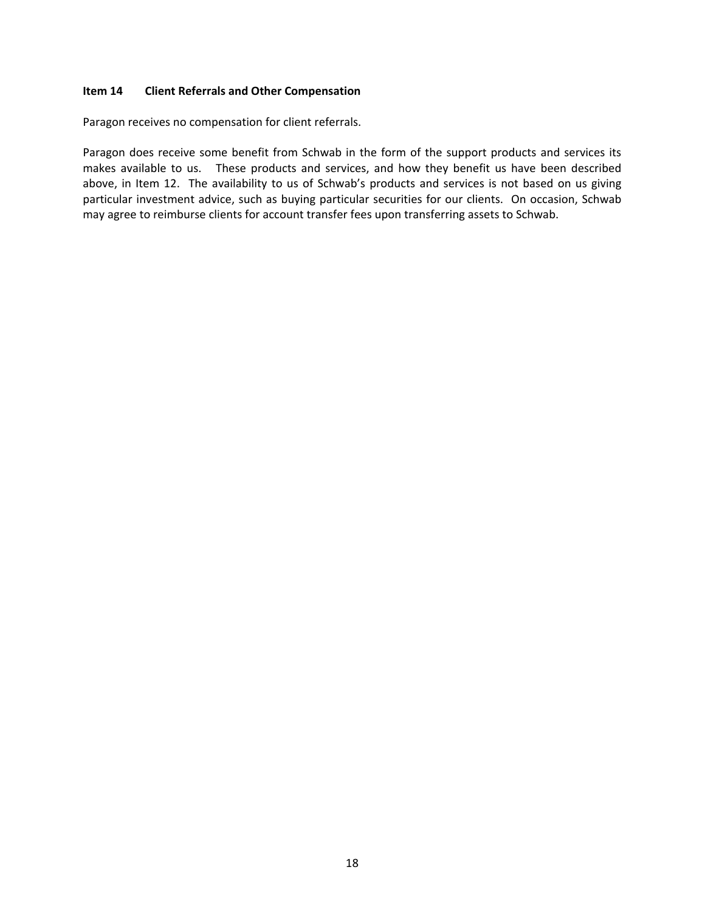## Item 14 Client Referrals and Other Compensation

Paragon receives no compensation for client referrals.

Paragon does receive some benefit from Schwab in the form of the support products and services its makes available to us. These products and services, and how they benefit us have been described above, in Item 12. The availability to us of Schwab's products and services is not based on us giving particular investment advice, such as buying particular securities for our clients. On occasion, Schwab may agree to reimburse clients for account transfer fees upon transferring assets to Schwab.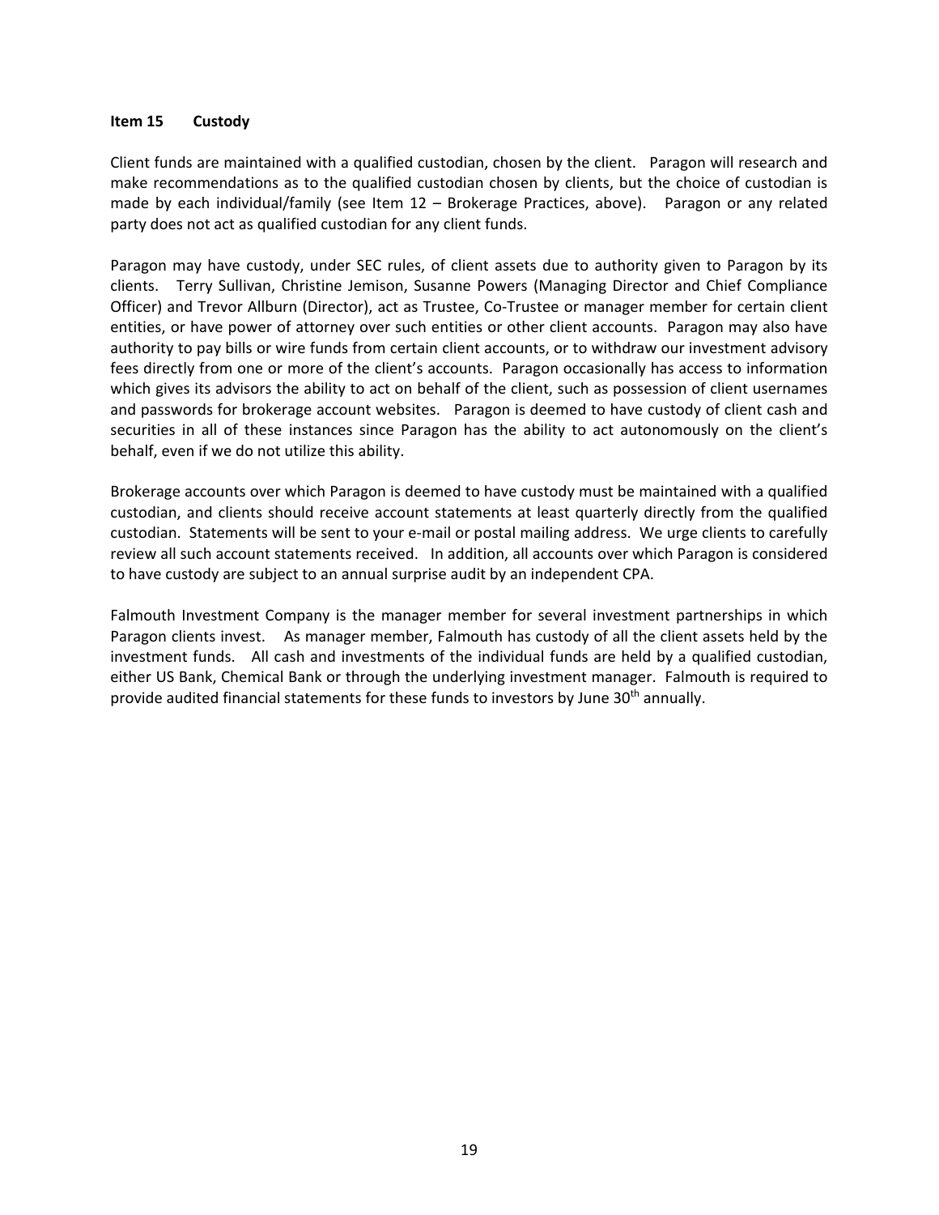## Item 15 Custody

Client funds are maintained with a qualified custodian, chosen by the client. Paragon will research and make recommendations as to the qualified custodian chosen by clients, but the choice of custodian is made by each individual/family (see Item 12 – Brokerage Practices, above). Paragon or any related party does not act as qualified custodian for any client funds.

Paragon may have custody, under SEC rules, of client assets due to authority given to Paragon by its clients. Terry Sullivan, Christine Jemison, Susanne Powers (Managing Director and Chief Compliance Officer) and Trevor Allburn (Director), act as Trustee, Co-Trustee or manager member for certain client entities, or have power of attorney over such entities or other client accounts. Paragon may also have authority to pay bills or wire funds from certain client accounts, or to withdraw our investment advisory fees directly from one or more of the client's accounts. Paragon occasionally has access to information which gives its advisors the ability to act on behalf of the client, such as possession of client usernames and passwords for brokerage account websites. Paragon is deemed to have custody of client cash and securities in all of these instances since Paragon has the ability to act autonomously on the client's behalf, even if we do not utilize this ability.

Brokerage accounts over which Paragon is deemed to have custody must be maintained with a qualified custodian, and clients should receive account statements at least quarterly directly from the qualified custodian. Statements will be sent to your e-mail or postal mailing address. We urge clients to carefully review all such account statements received. In addition, all accounts over which Paragon is considered to have custody are subject to an annual surprise audit by an independent CPA.

Falmouth Investment Company is the manager member for several investment partnerships in which Paragon clients invest. As manager member, Falmouth has custody of all the client assets held by the investment funds. All cash and investments of the individual funds are held by a qualified custodian, either US Bank, Chemical Bank or through the underlying investment manager. Falmouth is required to provide audited financial statements for these funds to investors by June 30th annually.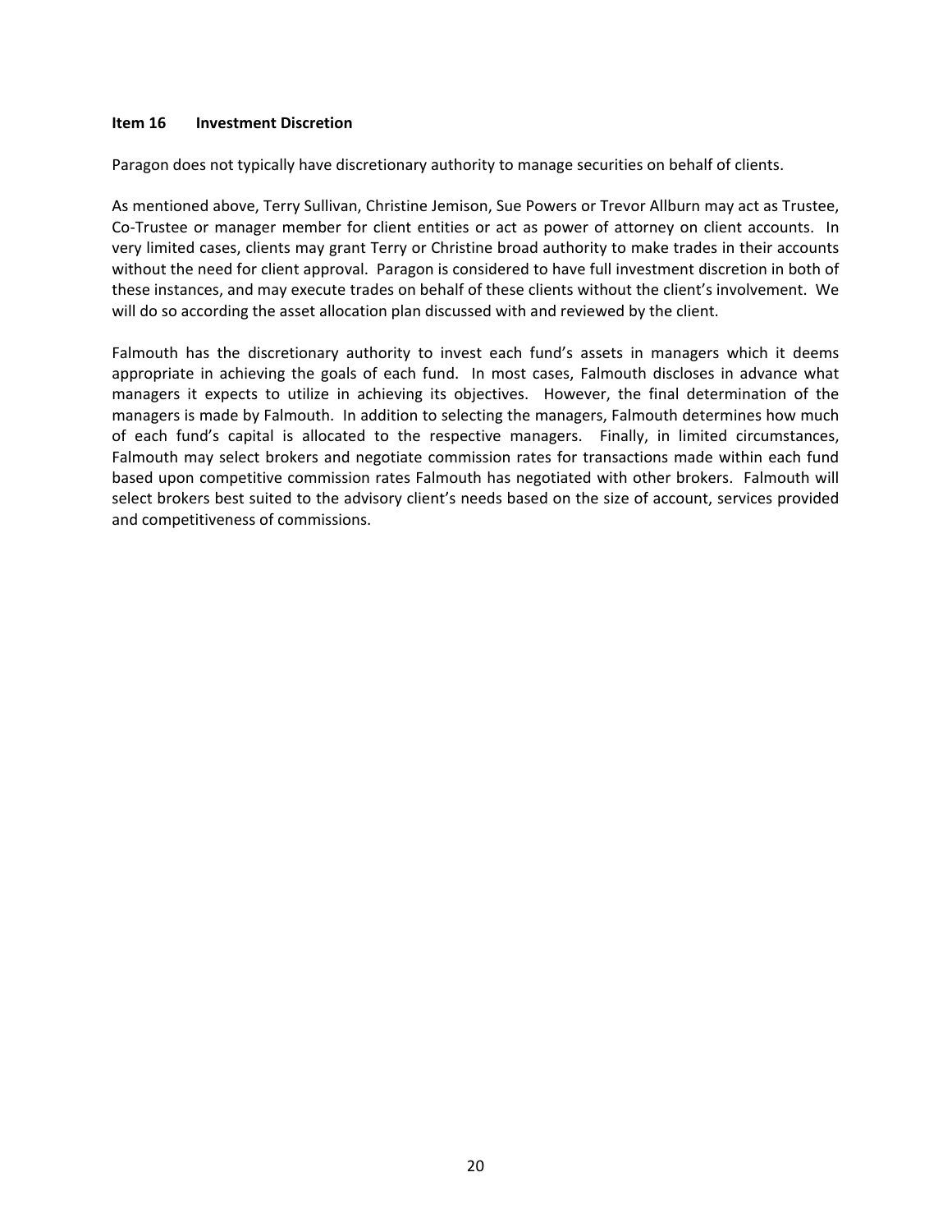## Item 16 Investment Discretion

Paragon does not typically have discretionary authority to manage securities on behalf of clients.

As mentioned above, Terry Sullivan, Christine Jemison, Sue Powers or Trevor Allburn may act as Trustee, Co-Trustee or manager member for client entities or act as power of attorney on client accounts. In very limited cases, clients may grant Terry or Christine broad authority to make trades in their accounts without the need for client approval. Paragon is considered to have full investment discretion in both of these instances, and may execute trades on behalf of these clients without the client's involvement. We will do so according the asset allocation plan discussed with and reviewed by the client.

Falmouth has the discretionary authority to invest each fund's assets in managers which it deems appropriate in achieving the goals of each fund. In most cases, Falmouth discloses in advance what managers it expects to utilize in achieving its objectives. However, the final determination of the managers is made by Falmouth. In addition to selecting the managers, Falmouth determines how much of each fund's capital is allocated to the respective managers. Finally, in limited circumstances, Falmouth may select brokers and negotiate commission rates for transactions made within each fund based upon competitive commission rates Falmouth has negotiated with other brokers. Falmouth will select brokers best suited to the advisory client's needs based on the size of account, services provided and competitiveness of commissions.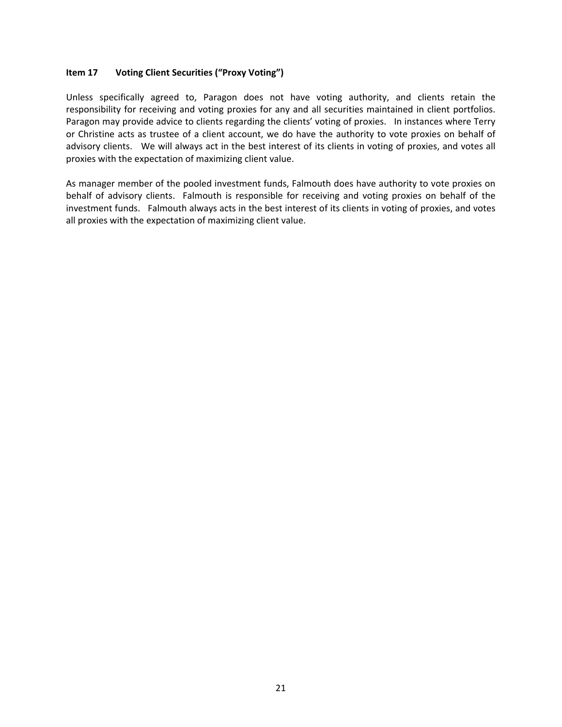## Item 17 Voting Client Securities ("Proxy Voting")

Unless specifically agreed to, Paragon does not have voting authority, and clients retain the responsibility for receiving and voting proxies for any and all securities maintained in client portfolios. Paragon may provide advice to clients regarding the clients' voting of proxies. In instances where Terry or Christine acts as trustee of a client account, we do have the authority to vote proxies on behalf of advisory clients. We will always act in the best interest of its clients in voting of proxies, and votes all proxies with the expectation of maximizing client value.

As manager member of the pooled investment funds, Falmouth does have authority to vote proxies on behalf of advisory clients. Falmouth is responsible for receiving and voting proxies on behalf of the investment funds. Falmouth always acts in the best interest of its clients in voting of proxies, and votes all proxies with the expectation of maximizing client value.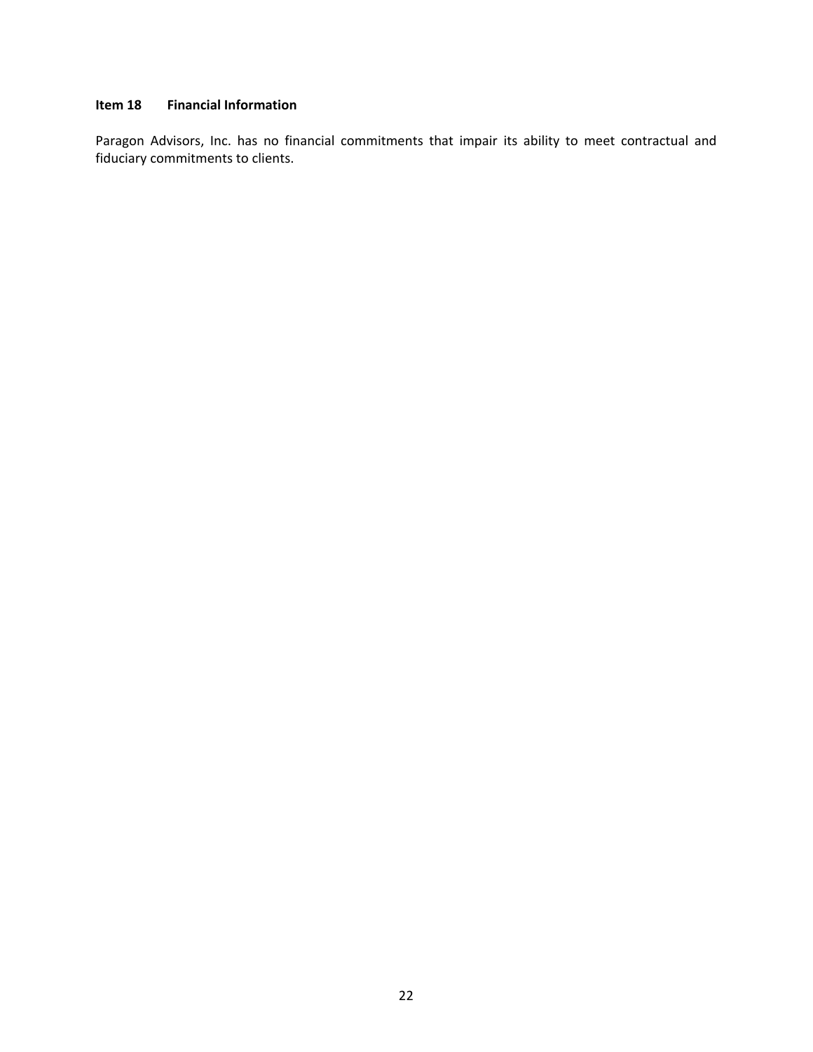## Item 18 Financial Information

Paragon Advisors, Inc. has no financial commitments that impair its ability to meet contractual and fiduciary commitments to clients.